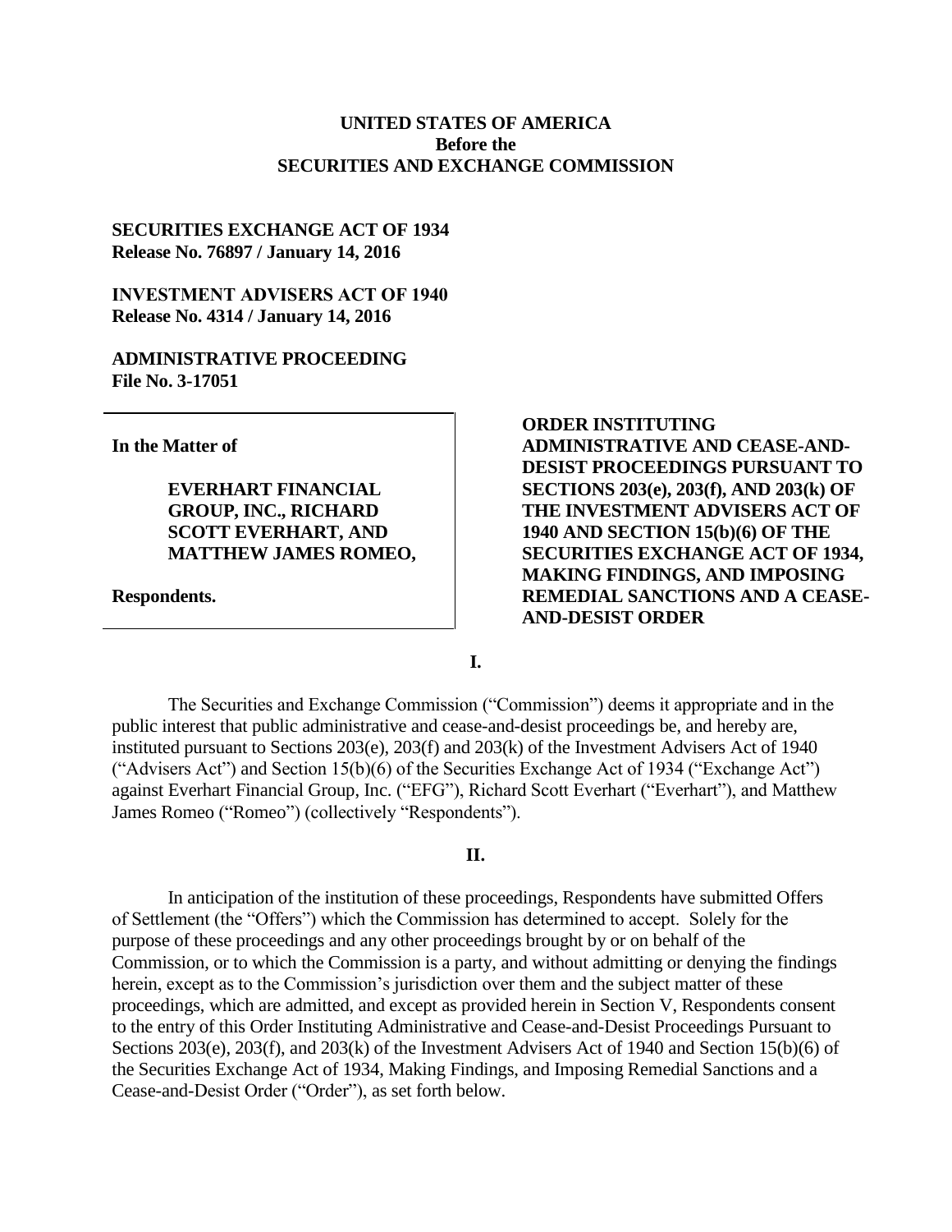**UNITED STATES OF AMERICA**
**Before the**
**SECURITIES AND EXCHANGE COMMISSION**

**SECURITIES EXCHANGE ACT OF 1934**
**Release No. 76897 / January 14, 2016**

**INVESTMENT ADVISERS ACT OF 1940**
**Release No. 4314 / January 14, 2016**

**ADMINISTRATIVE PROCEEDING**
**File No. 3-17051**

**In the Matter of**

**EVERHART FINANCIAL GROUP, INC., RICHARD SCOTT EVERHART, AND MATTHEW JAMES ROMEO,**

**Respondents.**

**ORDER INSTITUTING ADMINISTRATIVE AND CEASE-AND-DESIST PROCEEDINGS PURSUANT TO SECTIONS 203(e), 203(f), AND 203(k) OF THE INVESTMENT ADVISERS ACT OF 1940 AND SECTION 15(b)(6) OF THE SECURITIES EXCHANGE ACT OF 1934, MAKING FINDINGS, AND IMPOSING REMEDIAL SANCTIONS AND A CEASE-AND-DESIST ORDER**

## I.

The Securities and Exchange Commission ("Commission") deems it appropriate and in the public interest that public administrative and cease-and-desist proceedings be, and hereby are, instituted pursuant to Sections 203(e), 203(f) and 203(k) of the Investment Advisers Act of 1940 ("Advisers Act") and Section 15(b)(6) of the Securities Exchange Act of 1934 ("Exchange Act") against Everhart Financial Group, Inc. ("EFG"), Richard Scott Everhart ("Everhart"), and Matthew James Romeo ("Romeo") (collectively "Respondents").

## II.

In anticipation of the institution of these proceedings, Respondents have submitted Offers of Settlement (the "Offers") which the Commission has determined to accept. Solely for the purpose of these proceedings and any other proceedings brought by or on behalf of the Commission, or to which the Commission is a party, and without admitting or denying the findings herein, except as to the Commission's jurisdiction over them and the subject matter of these proceedings, which are admitted, and except as provided herein in Section V, Respondents consent to the entry of this Order Instituting Administrative and Cease-and-Desist Proceedings Pursuant to Sections 203(e), 203(f), and 203(k) of the Investment Advisers Act of 1940 and Section 15(b)(6) of the Securities Exchange Act of 1934, Making Findings, and Imposing Remedial Sanctions and a Cease-and-Desist Order ("Order"), as set forth below.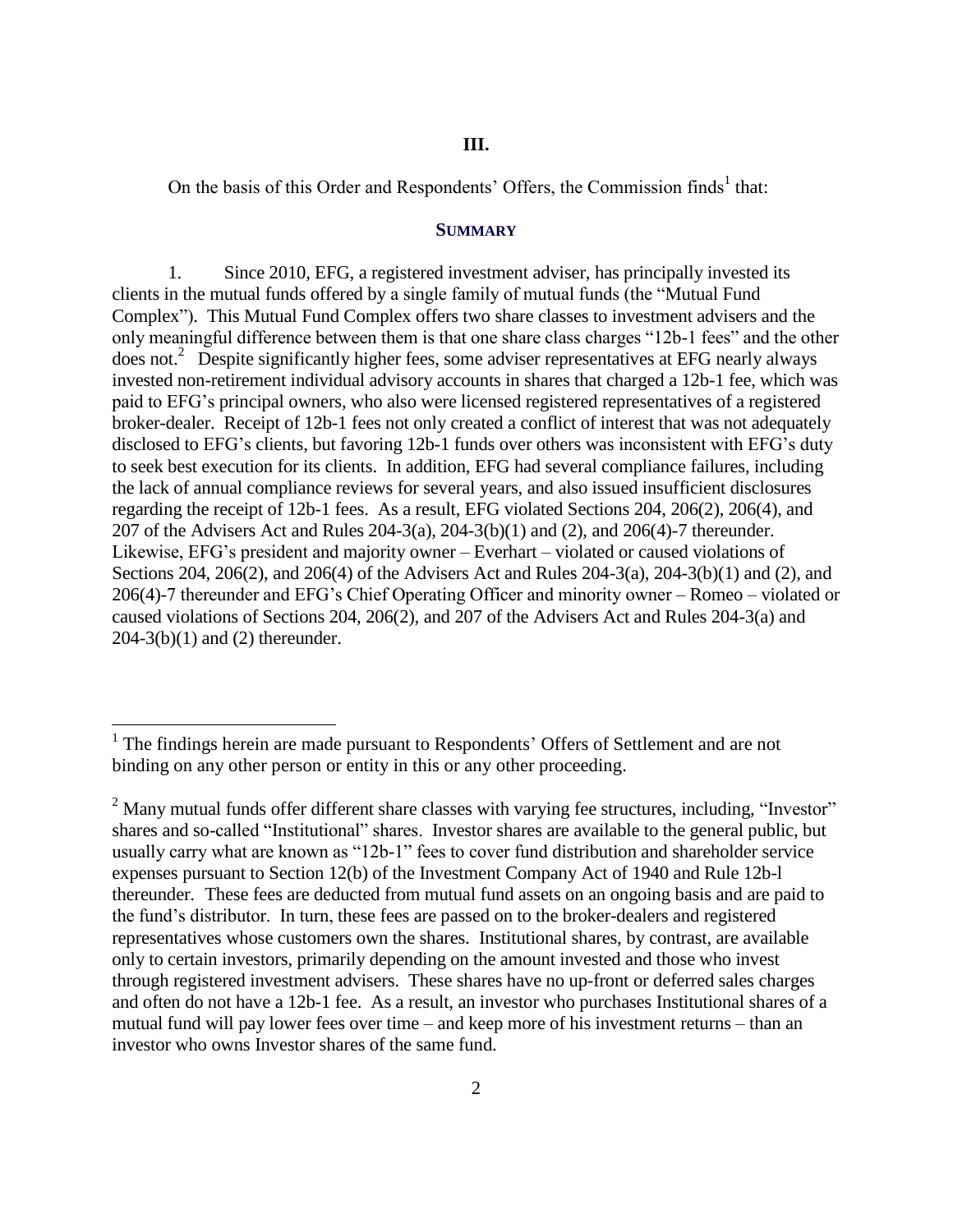## III.

On the basis of this Order and Respondents' Offers, the Commission finds[1] that:

### SUMMARY

1. Since 2010, EFG, a registered investment adviser, has principally invested its clients in the mutual funds offered by a single family of mutual funds (the "Mutual Fund Complex"). This Mutual Fund Complex offers two share classes to investment advisers and the only meaningful difference between them is that one share class charges "12b-1 fees" and the other does not.[2] Despite significantly higher fees, some adviser representatives at EFG nearly always invested non-retirement individual advisory accounts in shares that charged a 12b-1 fee, which was paid to EFG's principal owners, who also were licensed registered representatives of a registered broker-dealer. Receipt of 12b-1 fees not only created a conflict of interest that was not adequately disclosed to EFG's clients, but favoring 12b-1 funds over others was inconsistent with EFG's duty to seek best execution for its clients. In addition, EFG had several compliance failures, including the lack of annual compliance reviews for several years, and also issued insufficient disclosures regarding the receipt of 12b-1 fees. As a result, EFG violated Sections 204, 206(2), 206(4), and 207 of the Advisers Act and Rules 204-3(a), 204-3(b)(1) and (2), and 206(4)-7 thereunder. Likewise, EFG's president and majority owner – Everhart – violated or caused violations of Sections 204, 206(2), and 206(4) of the Advisers Act and Rules 204-3(a), 204-3(b)(1) and (2), and 206(4)-7 thereunder and EFG's Chief Operating Officer and minority owner – Romeo – violated or caused violations of Sections 204, 206(2), and 207 of the Advisers Act and Rules 204-3(a) and 204-3(b)(1) and (2) thereunder.

---

[1] The findings herein are made pursuant to Respondents' Offers of Settlement and are not binding on any other person or entity in this or any other proceeding.

[2] Many mutual funds offer different share classes with varying fee structures, including, "Investor" shares and so-called "Institutional" shares. Investor shares are available to the general public, but usually carry what are known as "12b-1" fees to cover fund distribution and shareholder service expenses pursuant to Section 12(b) of the Investment Company Act of 1940 and Rule 12b-l thereunder. These fees are deducted from mutual fund assets on an ongoing basis and are paid to the fund's distributor. In turn, these fees are passed on to the broker-dealers and registered representatives whose customers own the shares. Institutional shares, by contrast, are available only to certain investors, primarily depending on the amount invested and those who invest through registered investment advisers. These shares have no up-front or deferred sales charges and often do not have a 12b-1 fee. As a result, an investor who purchases Institutional shares of a mutual fund will pay lower fees over time – and keep more of his investment returns – than an investor who owns Investor shares of the same fund.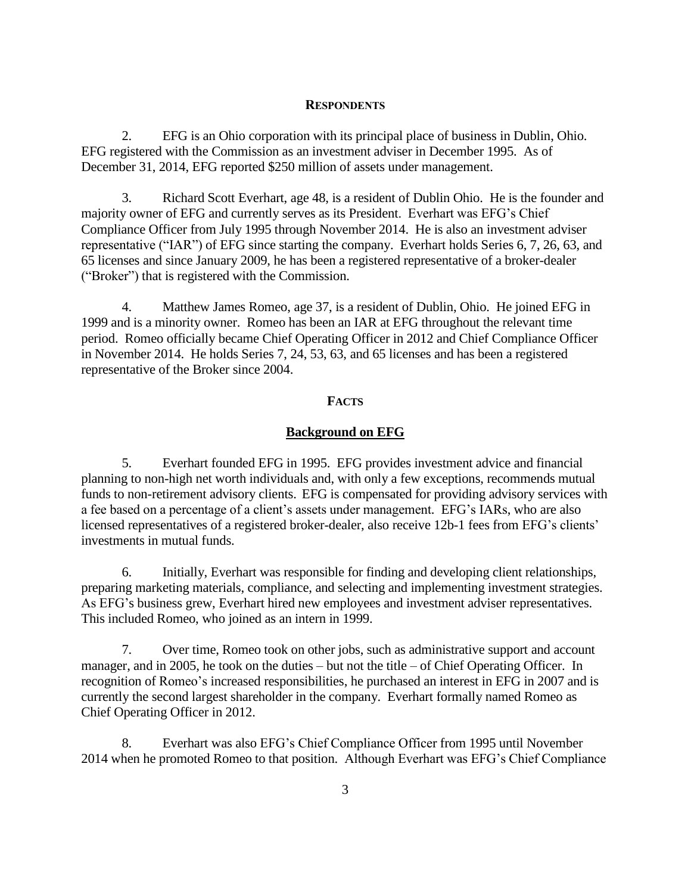## RESPONDENTS

2. EFG is an Ohio corporation with its principal place of business in Dublin, Ohio. EFG registered with the Commission as an investment adviser in December 1995. As of December 31, 2014, EFG reported $250 million of assets under management.

3. Richard Scott Everhart, age 48, is a resident of Dublin Ohio. He is the founder and majority owner of EFG and currently serves as its President. Everhart was EFG's Chief Compliance Officer from July 1995 through November 2014. He is also an investment adviser representative ("IAR") of EFG since starting the company. Everhart holds Series 6, 7, 26, 63, and 65 licenses and since January 2009, he has been a registered representative of a broker-dealer ("Broker") that is registered with the Commission.

4. Matthew James Romeo, age 37, is a resident of Dublin, Ohio. He joined EFG in 1999 and is a minority owner. Romeo has been an IAR at EFG throughout the relevant time period. Romeo officially became Chief Operating Officer in 2012 and Chief Compliance Officer in November 2014. He holds Series 7, 24, 53, 63, and 65 licenses and has been a registered representative of the Broker since 2004.

## FACTS

### Background on EFG

5. Everhart founded EFG in 1995. EFG provides investment advice and financial planning to non-high net worth individuals and, with only a few exceptions, recommends mutual funds to non-retirement advisory clients. EFG is compensated for providing advisory services with a fee based on a percentage of a client's assets under management. EFG's IARs, who are also licensed representatives of a registered broker-dealer, also receive 12b-1 fees from EFG's clients' investments in mutual funds.

6. Initially, Everhart was responsible for finding and developing client relationships, preparing marketing materials, compliance, and selecting and implementing investment strategies. As EFG's business grew, Everhart hired new employees and investment adviser representatives. This included Romeo, who joined as an intern in 1999.

7. Over time, Romeo took on other jobs, such as administrative support and account manager, and in 2005, he took on the duties – but not the title – of Chief Operating Officer. In recognition of Romeo's increased responsibilities, he purchased an interest in EFG in 2007 and is currently the second largest shareholder in the company. Everhart formally named Romeo as Chief Operating Officer in 2012.

8. Everhart was also EFG's Chief Compliance Officer from 1995 until November 2014 when he promoted Romeo to that position. Although Everhart was EFG's Chief Compliance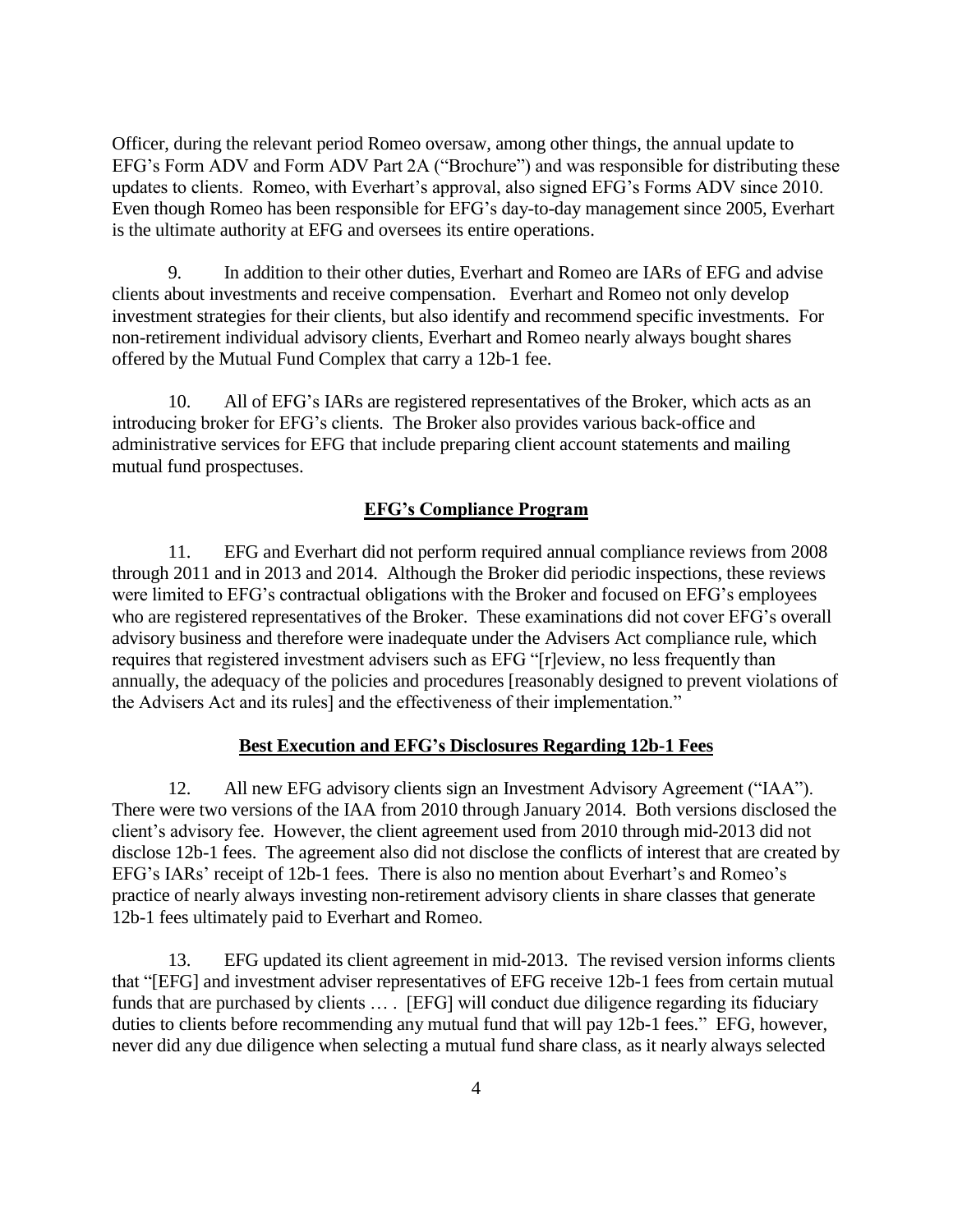Officer, during the relevant period Romeo oversaw, among other things, the annual update to EFG's Form ADV and Form ADV Part 2A ("Brochure") and was responsible for distributing these updates to clients. Romeo, with Everhart's approval, also signed EFG's Forms ADV since 2010. Even though Romeo has been responsible for EFG's day-to-day management since 2005, Everhart is the ultimate authority at EFG and oversees its entire operations.

9. In addition to their other duties, Everhart and Romeo are IARs of EFG and advise clients about investments and receive compensation. Everhart and Romeo not only develop investment strategies for their clients, but also identify and recommend specific investments. For non-retirement individual advisory clients, Everhart and Romeo nearly always bought shares offered by the Mutual Fund Complex that carry a 12b-1 fee.

10. All of EFG's IARs are registered representatives of the Broker, which acts as an introducing broker for EFG's clients. The Broker also provides various back-office and administrative services for EFG that include preparing client account statements and mailing mutual fund prospectuses.

## EFG's Compliance Program

11. EFG and Everhart did not perform required annual compliance reviews from 2008 through 2011 and in 2013 and 2014. Although the Broker did periodic inspections, these reviews were limited to EFG's contractual obligations with the Broker and focused on EFG's employees who are registered representatives of the Broker. These examinations did not cover EFG's overall advisory business and therefore were inadequate under the Advisers Act compliance rule, which requires that registered investment advisers such as EFG "[r]eview, no less frequently than annually, the adequacy of the policies and procedures [reasonably designed to prevent violations of the Advisers Act and its rules] and the effectiveness of their implementation."

## Best Execution and EFG's Disclosures Regarding 12b-1 Fees

12. All new EFG advisory clients sign an Investment Advisory Agreement ("IAA"). There were two versions of the IAA from 2010 through January 2014. Both versions disclosed the client's advisory fee. However, the client agreement used from 2010 through mid-2013 did not disclose 12b-1 fees. The agreement also did not disclose the conflicts of interest that are created by EFG's IARs' receipt of 12b-1 fees. There is also no mention about Everhart's and Romeo's practice of nearly always investing non-retirement advisory clients in share classes that generate 12b-1 fees ultimately paid to Everhart and Romeo.

13. EFG updated its client agreement in mid-2013. The revised version informs clients that "[EFG] and investment adviser representatives of EFG receive 12b-1 fees from certain mutual funds that are purchased by clients … . [EFG] will conduct due diligence regarding its fiduciary duties to clients before recommending any mutual fund that will pay 12b-1 fees." EFG, however, never did any due diligence when selecting a mutual fund share class, as it nearly always selected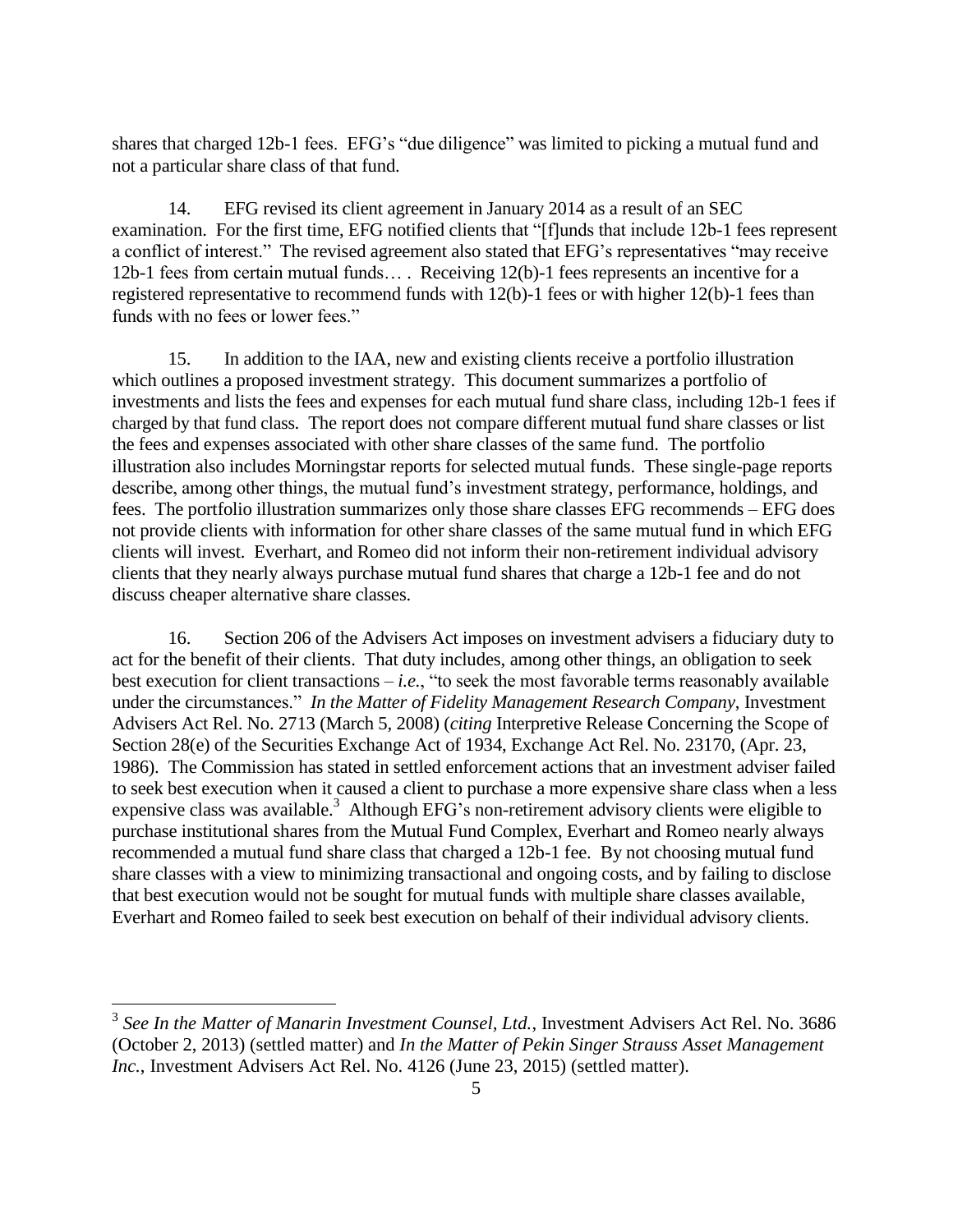shares that charged 12b-1 fees. EFG's "due diligence" was limited to picking a mutual fund and not a particular share class of that fund.

14. EFG revised its client agreement in January 2014 as a result of an SEC examination. For the first time, EFG notified clients that "[f]unds that include 12b-1 fees represent a conflict of interest." The revised agreement also stated that EFG's representatives "may receive 12b-1 fees from certain mutual funds… . Receiving 12(b)-1 fees represents an incentive for a registered representative to recommend funds with 12(b)-1 fees or with higher 12(b)-1 fees than funds with no fees or lower fees."

15. In addition to the IAA, new and existing clients receive a portfolio illustration which outlines a proposed investment strategy. This document summarizes a portfolio of investments and lists the fees and expenses for each mutual fund share class, including 12b-1 fees if charged by that fund class. The report does not compare different mutual fund share classes or list the fees and expenses associated with other share classes of the same fund. The portfolio illustration also includes Morningstar reports for selected mutual funds. These single-page reports describe, among other things, the mutual fund's investment strategy, performance, holdings, and fees. The portfolio illustration summarizes only those share classes EFG recommends – EFG does not provide clients with information for other share classes of the same mutual fund in which EFG clients will invest. Everhart, and Romeo did not inform their non-retirement individual advisory clients that they nearly always purchase mutual fund shares that charge a 12b-1 fee and do not discuss cheaper alternative share classes.

16. Section 206 of the Advisers Act imposes on investment advisers a fiduciary duty to act for the benefit of their clients. That duty includes, among other things, an obligation to seek best execution for client transactions – *i.e.*, "to seek the most favorable terms reasonably available under the circumstances." *In the Matter of Fidelity Management Research Company*, Investment Advisers Act Rel. No. 2713 (March 5, 2008) (*citing* Interpretive Release Concerning the Scope of Section 28(e) of the Securities Exchange Act of 1934, Exchange Act Rel. No. 23170, (Apr. 23, 1986). The Commission has stated in settled enforcement actions that an investment adviser failed to seek best execution when it caused a client to purchase a more expensive share class when a less expensive class was available.[3] Although EFG's non-retirement advisory clients were eligible to purchase institutional shares from the Mutual Fund Complex, Everhart and Romeo nearly always recommended a mutual fund share class that charged a 12b-1 fee. By not choosing mutual fund share classes with a view to minimizing transactional and ongoing costs, and by failing to disclose that best execution would not be sought for mutual funds with multiple share classes available, Everhart and Romeo failed to seek best execution on behalf of their individual advisory clients.

---

[3] *See In the Matter of Manarin Investment Counsel, Ltd.*, Investment Advisers Act Rel. No. 3686 (October 2, 2013) (settled matter) and *In the Matter of Pekin Singer Strauss Asset Management Inc.*, Investment Advisers Act Rel. No. 4126 (June 23, 2015) (settled matter).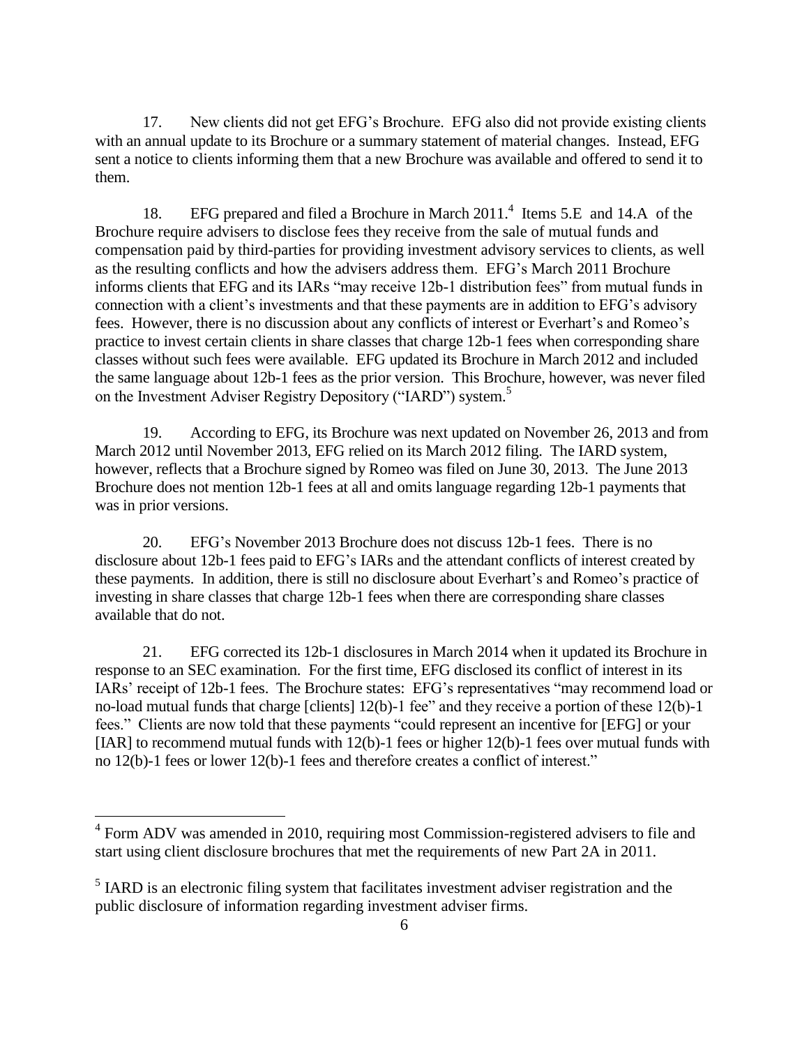17. New clients did not get EFG's Brochure. EFG also did not provide existing clients with an annual update to its Brochure or a summary statement of material changes. Instead, EFG sent a notice to clients informing them that a new Brochure was available and offered to send it to them.

18. EFG prepared and filed a Brochure in March 2011.[4] Items 5.E and 14.A of the Brochure require advisers to disclose fees they receive from the sale of mutual funds and compensation paid by third-parties for providing investment advisory services to clients, as well as the resulting conflicts and how the advisers address them. EFG's March 2011 Brochure informs clients that EFG and its IARs "may receive 12b-1 distribution fees" from mutual funds in connection with a client's investments and that these payments are in addition to EFG's advisory fees. However, there is no discussion about any conflicts of interest or Everhart's and Romeo's practice to invest certain clients in share classes that charge 12b-1 fees when corresponding share classes without such fees were available. EFG updated its Brochure in March 2012 and included the same language about 12b-1 fees as the prior version. This Brochure, however, was never filed on the Investment Adviser Registry Depository ("IARD") system.[5]

19. According to EFG, its Brochure was next updated on November 26, 2013 and from March 2012 until November 2013, EFG relied on its March 2012 filing. The IARD system, however, reflects that a Brochure signed by Romeo was filed on June 30, 2013. The June 2013 Brochure does not mention 12b-1 fees at all and omits language regarding 12b-1 payments that was in prior versions.

20. EFG's November 2013 Brochure does not discuss 12b-1 fees. There is no disclosure about 12b-1 fees paid to EFG's IARs and the attendant conflicts of interest created by these payments. In addition, there is still no disclosure about Everhart's and Romeo's practice of investing in share classes that charge 12b-1 fees when there are corresponding share classes available that do not.

21. EFG corrected its 12b-1 disclosures in March 2014 when it updated its Brochure in response to an SEC examination. For the first time, EFG disclosed its conflict of interest in its IARs' receipt of 12b-1 fees. The Brochure states: EFG's representatives "may recommend load or no-load mutual funds that charge [clients] 12(b)-1 fee" and they receive a portion of these 12(b)-1 fees." Clients are now told that these payments "could represent an incentive for [EFG] or your [IAR] to recommend mutual funds with 12(b)-1 fees or higher 12(b)-1 fees over mutual funds with no 12(b)-1 fees or lower 12(b)-1 fees and therefore creates a conflict of interest."

---

[4] Form ADV was amended in 2010, requiring most Commission-registered advisers to file and start using client disclosure brochures that met the requirements of new Part 2A in 2011.

[5] IARD is an electronic filing system that facilitates investment adviser registration and the public disclosure of information regarding investment adviser firms.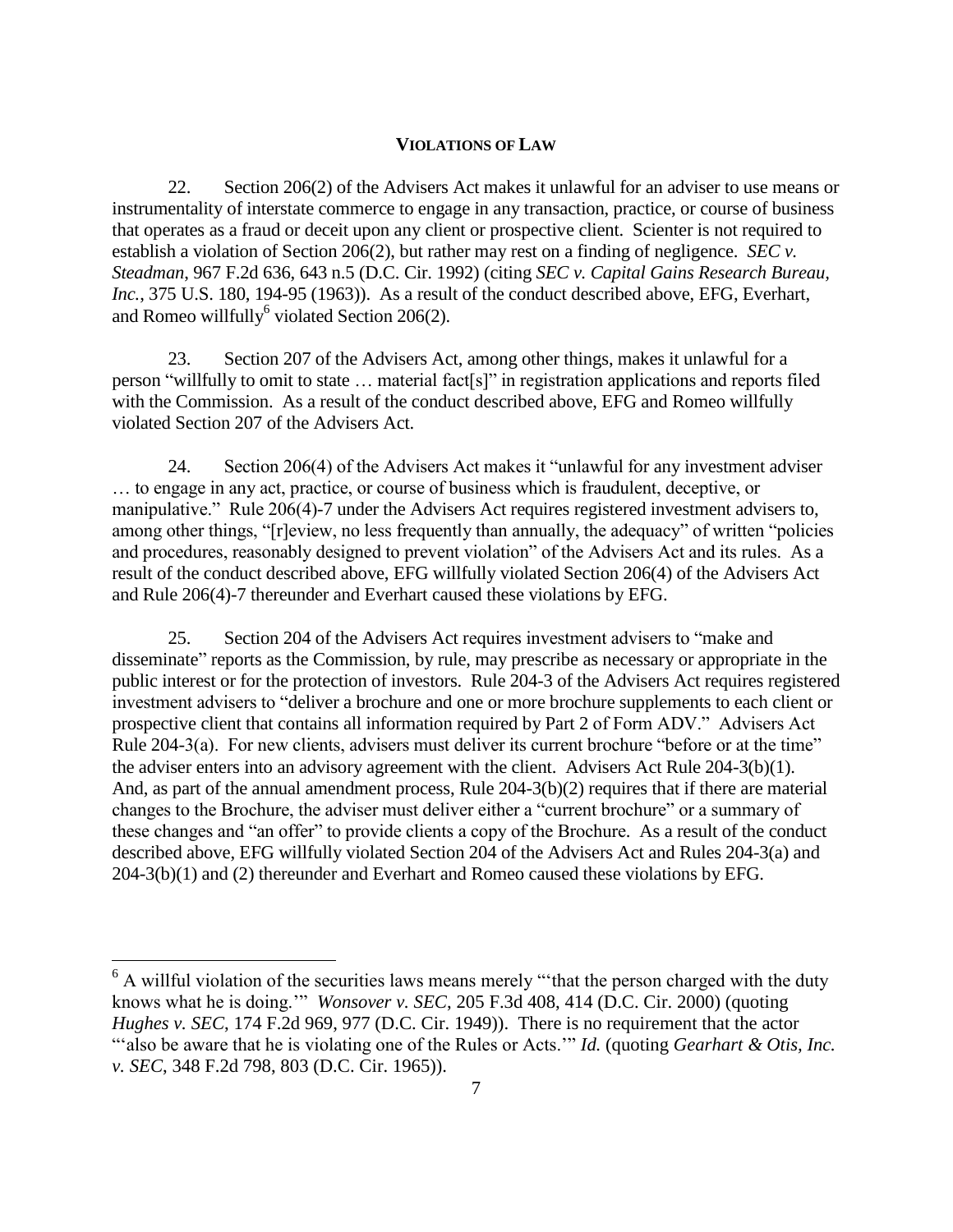## VIOLATIONS OF LAW

22. Section 206(2) of the Advisers Act makes it unlawful for an adviser to use means or instrumentality of interstate commerce to engage in any transaction, practice, or course of business that operates as a fraud or deceit upon any client or prospective client. Scienter is not required to establish a violation of Section 206(2), but rather may rest on a finding of negligence. *SEC v. Steadman*, 967 F.2d 636, 643 n.5 (D.C. Cir. 1992) (citing *SEC v. Capital Gains Research Bureau, Inc.*, 375 U.S. 180, 194-95 (1963)). As a result of the conduct described above, EFG, Everhart, and Romeo willfully[6] violated Section 206(2).

23. Section 207 of the Advisers Act, among other things, makes it unlawful for a person "willfully to omit to state … material fact[s]" in registration applications and reports filed with the Commission. As a result of the conduct described above, EFG and Romeo willfully violated Section 207 of the Advisers Act.

24. Section 206(4) of the Advisers Act makes it "unlawful for any investment adviser … to engage in any act, practice, or course of business which is fraudulent, deceptive, or manipulative." Rule 206(4)-7 under the Advisers Act requires registered investment advisers to, among other things, "[r]eview, no less frequently than annually, the adequacy" of written "policies and procedures, reasonably designed to prevent violation" of the Advisers Act and its rules. As a result of the conduct described above, EFG willfully violated Section 206(4) of the Advisers Act and Rule 206(4)-7 thereunder and Everhart caused these violations by EFG.

25. Section 204 of the Advisers Act requires investment advisers to "make and disseminate" reports as the Commission, by rule, may prescribe as necessary or appropriate in the public interest or for the protection of investors. Rule 204-3 of the Advisers Act requires registered investment advisers to "deliver a brochure and one or more brochure supplements to each client or prospective client that contains all information required by Part 2 of Form ADV." Advisers Act Rule 204-3(a). For new clients, advisers must deliver its current brochure "before or at the time" the adviser enters into an advisory agreement with the client. Advisers Act Rule 204-3(b)(1). And, as part of the annual amendment process, Rule 204-3(b)(2) requires that if there are material changes to the Brochure, the adviser must deliver either a "current brochure" or a summary of these changes and "an offer" to provide clients a copy of the Brochure. As a result of the conduct described above, EFG willfully violated Section 204 of the Advisers Act and Rules 204-3(a) and 204-3(b)(1) and (2) thereunder and Everhart and Romeo caused these violations by EFG.

---

[6] A willful violation of the securities laws means merely "'that the person charged with the duty knows what he is doing.'" *Wonsover v. SEC*, 205 F.3d 408, 414 (D.C. Cir. 2000) (quoting *Hughes v. SEC*, 174 F.2d 969, 977 (D.C. Cir. 1949)). There is no requirement that the actor "'also be aware that he is violating one of the Rules or Acts.'" *Id.* (quoting *Gearhart & Otis, Inc. v. SEC*, 348 F.2d 798, 803 (D.C. Cir. 1965)).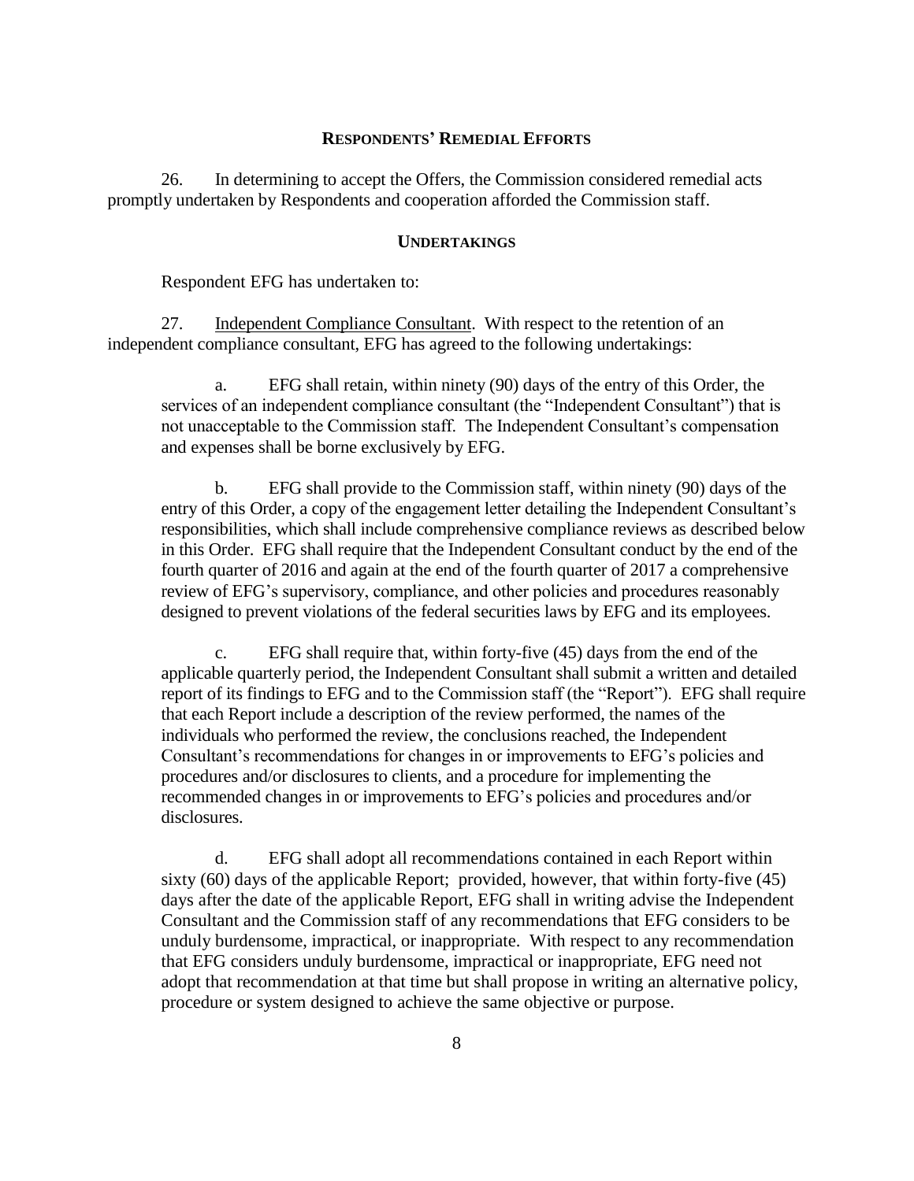## RESPONDENTS' REMEDIAL EFFORTS

26. In determining to accept the Offers, the Commission considered remedial acts promptly undertaken by Respondents and cooperation afforded the Commission staff.

## UNDERTAKINGS

Respondent EFG has undertaken to:

27. Independent Compliance Consultant. With respect to the retention of an independent compliance consultant, EFG has agreed to the following undertakings:

a. EFG shall retain, within ninety (90) days of the entry of this Order, the services of an independent compliance consultant (the "Independent Consultant") that is not unacceptable to the Commission staff. The Independent Consultant's compensation and expenses shall be borne exclusively by EFG.

b. EFG shall provide to the Commission staff, within ninety (90) days of the entry of this Order, a copy of the engagement letter detailing the Independent Consultant's responsibilities, which shall include comprehensive compliance reviews as described below in this Order. EFG shall require that the Independent Consultant conduct by the end of the fourth quarter of 2016 and again at the end of the fourth quarter of 2017 a comprehensive review of EFG's supervisory, compliance, and other policies and procedures reasonably designed to prevent violations of the federal securities laws by EFG and its employees.

c. EFG shall require that, within forty-five (45) days from the end of the applicable quarterly period, the Independent Consultant shall submit a written and detailed report of its findings to EFG and to the Commission staff (the "Report"). EFG shall require that each Report include a description of the review performed, the names of the individuals who performed the review, the conclusions reached, the Independent Consultant's recommendations for changes in or improvements to EFG's policies and procedures and/or disclosures to clients, and a procedure for implementing the recommended changes in or improvements to EFG's policies and procedures and/or disclosures.

d. EFG shall adopt all recommendations contained in each Report within sixty (60) days of the applicable Report; provided, however, that within forty-five (45) days after the date of the applicable Report, EFG shall in writing advise the Independent Consultant and the Commission staff of any recommendations that EFG considers to be unduly burdensome, impractical, or inappropriate. With respect to any recommendation that EFG considers unduly burdensome, impractical or inappropriate, EFG need not adopt that recommendation at that time but shall propose in writing an alternative policy, procedure or system designed to achieve the same objective or purpose.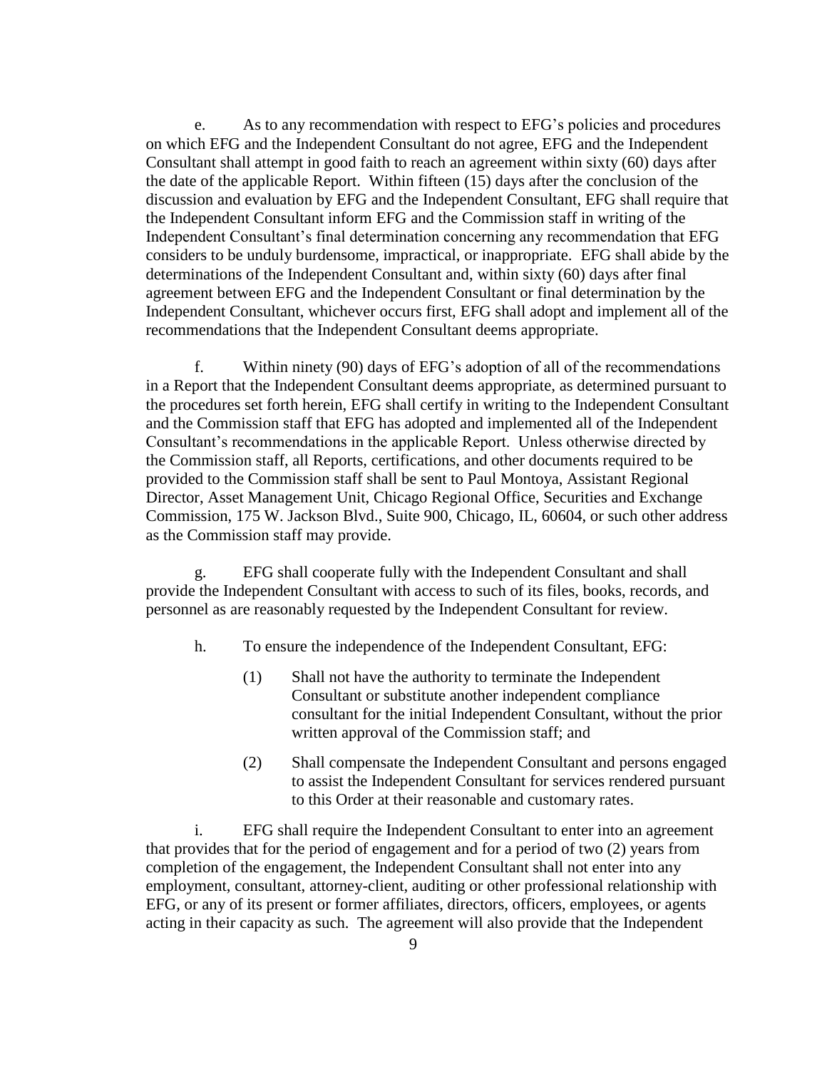e. As to any recommendation with respect to EFG's policies and procedures on which EFG and the Independent Consultant do not agree, EFG and the Independent Consultant shall attempt in good faith to reach an agreement within sixty (60) days after the date of the applicable Report. Within fifteen (15) days after the conclusion of the discussion and evaluation by EFG and the Independent Consultant, EFG shall require that the Independent Consultant inform EFG and the Commission staff in writing of the Independent Consultant's final determination concerning any recommendation that EFG considers to be unduly burdensome, impractical, or inappropriate. EFG shall abide by the determinations of the Independent Consultant and, within sixty (60) days after final agreement between EFG and the Independent Consultant or final determination by the Independent Consultant, whichever occurs first, EFG shall adopt and implement all of the recommendations that the Independent Consultant deems appropriate.

f. Within ninety (90) days of EFG's adoption of all of the recommendations in a Report that the Independent Consultant deems appropriate, as determined pursuant to the procedures set forth herein, EFG shall certify in writing to the Independent Consultant and the Commission staff that EFG has adopted and implemented all of the Independent Consultant's recommendations in the applicable Report. Unless otherwise directed by the Commission staff, all Reports, certifications, and other documents required to be provided to the Commission staff shall be sent to Paul Montoya, Assistant Regional Director, Asset Management Unit, Chicago Regional Office, Securities and Exchange Commission, 175 W. Jackson Blvd., Suite 900, Chicago, IL, 60604, or such other address as the Commission staff may provide.

g. EFG shall cooperate fully with the Independent Consultant and shall provide the Independent Consultant with access to such of its files, books, records, and personnel as are reasonably requested by the Independent Consultant for review.

h. To ensure the independence of the Independent Consultant, EFG:

(1) Shall not have the authority to terminate the Independent Consultant or substitute another independent compliance consultant for the initial Independent Consultant, without the prior written approval of the Commission staff; and

(2) Shall compensate the Independent Consultant and persons engaged to assist the Independent Consultant for services rendered pursuant to this Order at their reasonable and customary rates.

i. EFG shall require the Independent Consultant to enter into an agreement that provides that for the period of engagement and for a period of two (2) years from completion of the engagement, the Independent Consultant shall not enter into any employment, consultant, attorney-client, auditing or other professional relationship with EFG, or any of its present or former affiliates, directors, officers, employees, or agents acting in their capacity as such. The agreement will also provide that the Independent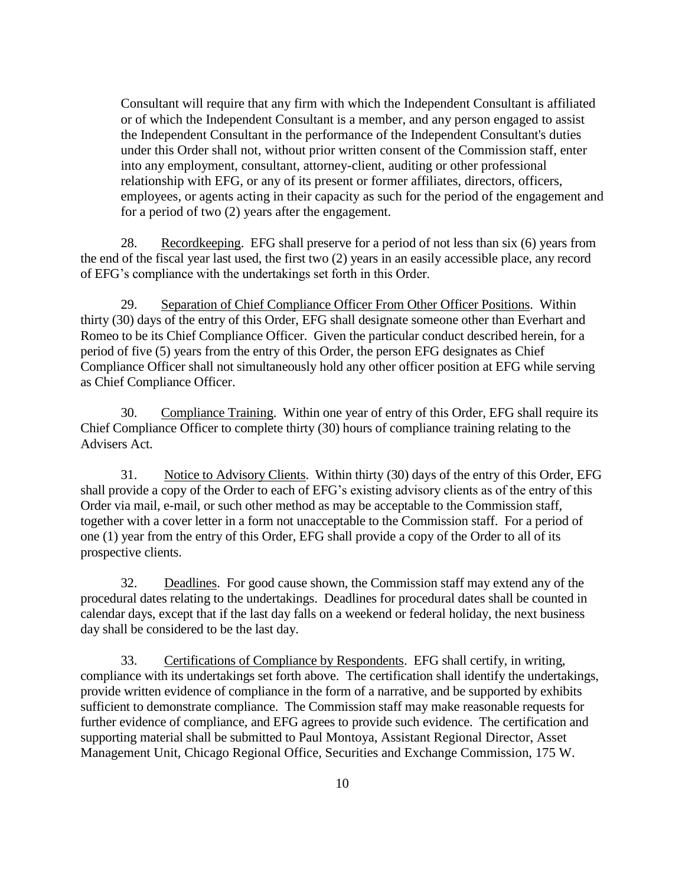Consultant will require that any firm with which the Independent Consultant is affiliated or of which the Independent Consultant is a member, and any person engaged to assist the Independent Consultant in the performance of the Independent Consultant's duties under this Order shall not, without prior written consent of the Commission staff, enter into any employment, consultant, attorney-client, auditing or other professional relationship with EFG, or any of its present or former affiliates, directors, officers, employees, or agents acting in their capacity as such for the period of the engagement and for a period of two (2) years after the engagement.

28. Recordkeeping. EFG shall preserve for a period of not less than six (6) years from the end of the fiscal year last used, the first two (2) years in an easily accessible place, any record of EFG's compliance with the undertakings set forth in this Order.

29. Separation of Chief Compliance Officer From Other Officer Positions. Within thirty (30) days of the entry of this Order, EFG shall designate someone other than Everhart and Romeo to be its Chief Compliance Officer. Given the particular conduct described herein, for a period of five (5) years from the entry of this Order, the person EFG designates as Chief Compliance Officer shall not simultaneously hold any other officer position at EFG while serving as Chief Compliance Officer.

30. Compliance Training. Within one year of entry of this Order, EFG shall require its Chief Compliance Officer to complete thirty (30) hours of compliance training relating to the Advisers Act.

31. Notice to Advisory Clients. Within thirty (30) days of the entry of this Order, EFG shall provide a copy of the Order to each of EFG's existing advisory clients as of the entry of this Order via mail, e-mail, or such other method as may be acceptable to the Commission staff, together with a cover letter in a form not unacceptable to the Commission staff. For a period of one (1) year from the entry of this Order, EFG shall provide a copy of the Order to all of its prospective clients.

32. Deadlines. For good cause shown, the Commission staff may extend any of the procedural dates relating to the undertakings. Deadlines for procedural dates shall be counted in calendar days, except that if the last day falls on a weekend or federal holiday, the next business day shall be considered to be the last day.

33. Certifications of Compliance by Respondents. EFG shall certify, in writing, compliance with its undertakings set forth above. The certification shall identify the undertakings, provide written evidence of compliance in the form of a narrative, and be supported by exhibits sufficient to demonstrate compliance. The Commission staff may make reasonable requests for further evidence of compliance, and EFG agrees to provide such evidence. The certification and supporting material shall be submitted to Paul Montoya, Assistant Regional Director, Asset Management Unit, Chicago Regional Office, Securities and Exchange Commission, 175 W.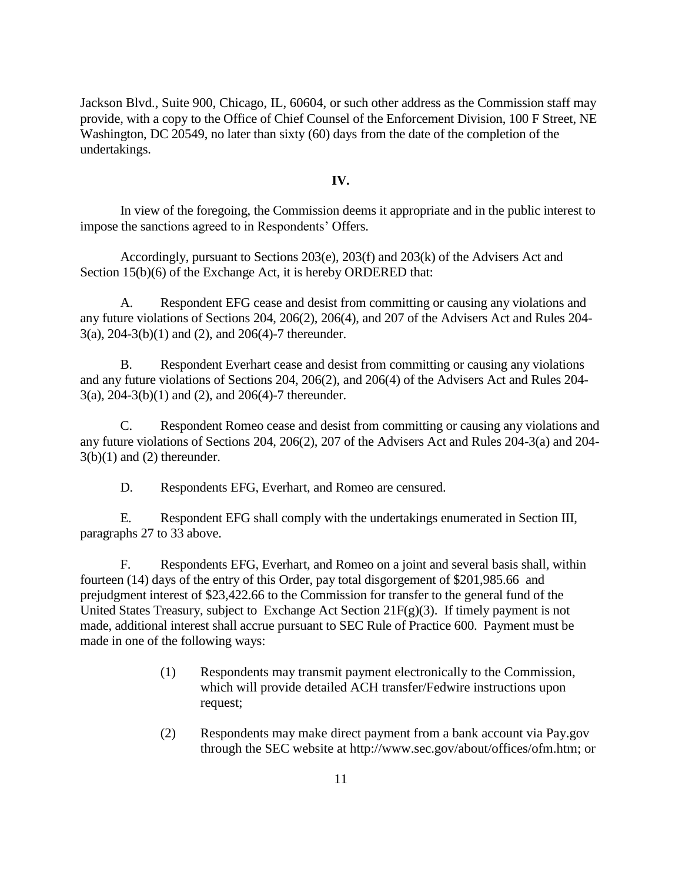Jackson Blvd., Suite 900, Chicago, IL, 60604, or such other address as the Commission staff may provide, with a copy to the Office of Chief Counsel of the Enforcement Division, 100 F Street, NE Washington, DC 20549, no later than sixty (60) days from the date of the completion of the undertakings.

## IV.

In view of the foregoing, the Commission deems it appropriate and in the public interest to impose the sanctions agreed to in Respondents' Offers.

Accordingly, pursuant to Sections 203(e), 203(f) and 203(k) of the Advisers Act and Section 15(b)(6) of the Exchange Act, it is hereby ORDERED that:

A. Respondent EFG cease and desist from committing or causing any violations and any future violations of Sections 204, 206(2), 206(4), and 207 of the Advisers Act and Rules 204-3(a), 204-3(b)(1) and (2), and 206(4)-7 thereunder.

B. Respondent Everhart cease and desist from committing or causing any violations and any future violations of Sections 204, 206(2), and 206(4) of the Advisers Act and Rules 204-3(a), 204-3(b)(1) and (2), and 206(4)-7 thereunder.

C. Respondent Romeo cease and desist from committing or causing any violations and any future violations of Sections 204, 206(2), 207 of the Advisers Act and Rules 204-3(a) and 204-3(b)(1) and (2) thereunder.

D. Respondents EFG, Everhart, and Romeo are censured.

E. Respondent EFG shall comply with the undertakings enumerated in Section III, paragraphs 27 to 33 above.

F. Respondents EFG, Everhart, and Romeo on a joint and several basis shall, within fourteen (14) days of the entry of this Order, pay total disgorgement of $201,985.66 and prejudgment interest of $23,422.66 to the Commission for transfer to the general fund of the United States Treasury, subject to Exchange Act Section 21F(g)(3). If timely payment is not made, additional interest shall accrue pursuant to SEC Rule of Practice 600. Payment must be made in one of the following ways:

(1) Respondents may transmit payment electronically to the Commission, which will provide detailed ACH transfer/Fedwire instructions upon request;

(2) Respondents may make direct payment from a bank account via Pay.gov through the SEC website at http://www.sec.gov/about/offices/ofm.htm; or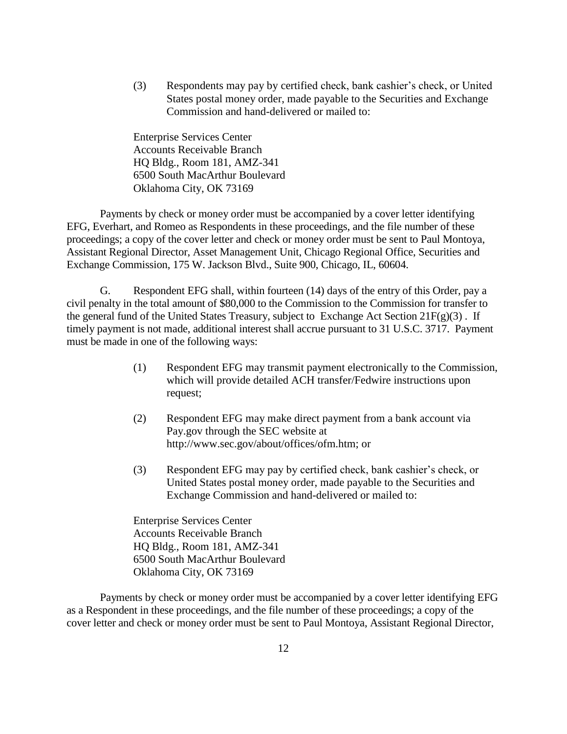(3) Respondents may pay by certified check, bank cashier's check, or United States postal money order, made payable to the Securities and Exchange Commission and hand-delivered or mailed to:

Enterprise Services Center
Accounts Receivable Branch
HQ Bldg., Room 181, AMZ-341
6500 South MacArthur Boulevard
Oklahoma City, OK 73169

Payments by check or money order must be accompanied by a cover letter identifying EFG, Everhart, and Romeo as Respondents in these proceedings, and the file number of these proceedings; a copy of the cover letter and check or money order must be sent to Paul Montoya, Assistant Regional Director, Asset Management Unit, Chicago Regional Office, Securities and Exchange Commission, 175 W. Jackson Blvd., Suite 900, Chicago, IL, 60604.

G. Respondent EFG shall, within fourteen (14) days of the entry of this Order, pay a civil penalty in the total amount of $80,000 to the Commission to the Commission for transfer to the general fund of the United States Treasury, subject to Exchange Act Section 21F(g)(3) . If timely payment is not made, additional interest shall accrue pursuant to 31 U.S.C. 3717. Payment must be made in one of the following ways:

(1) Respondent EFG may transmit payment electronically to the Commission, which will provide detailed ACH transfer/Fedwire instructions upon request;

(2) Respondent EFG may make direct payment from a bank account via Pay.gov through the SEC website at http://www.sec.gov/about/offices/ofm.htm; or

(3) Respondent EFG may pay by certified check, bank cashier's check, or United States postal money order, made payable to the Securities and Exchange Commission and hand-delivered or mailed to:

Enterprise Services Center
Accounts Receivable Branch
HQ Bldg., Room 181, AMZ-341
6500 South MacArthur Boulevard
Oklahoma City, OK 73169

Payments by check or money order must be accompanied by a cover letter identifying EFG as a Respondent in these proceedings, and the file number of these proceedings; a copy of the cover letter and check or money order must be sent to Paul Montoya, Assistant Regional Director,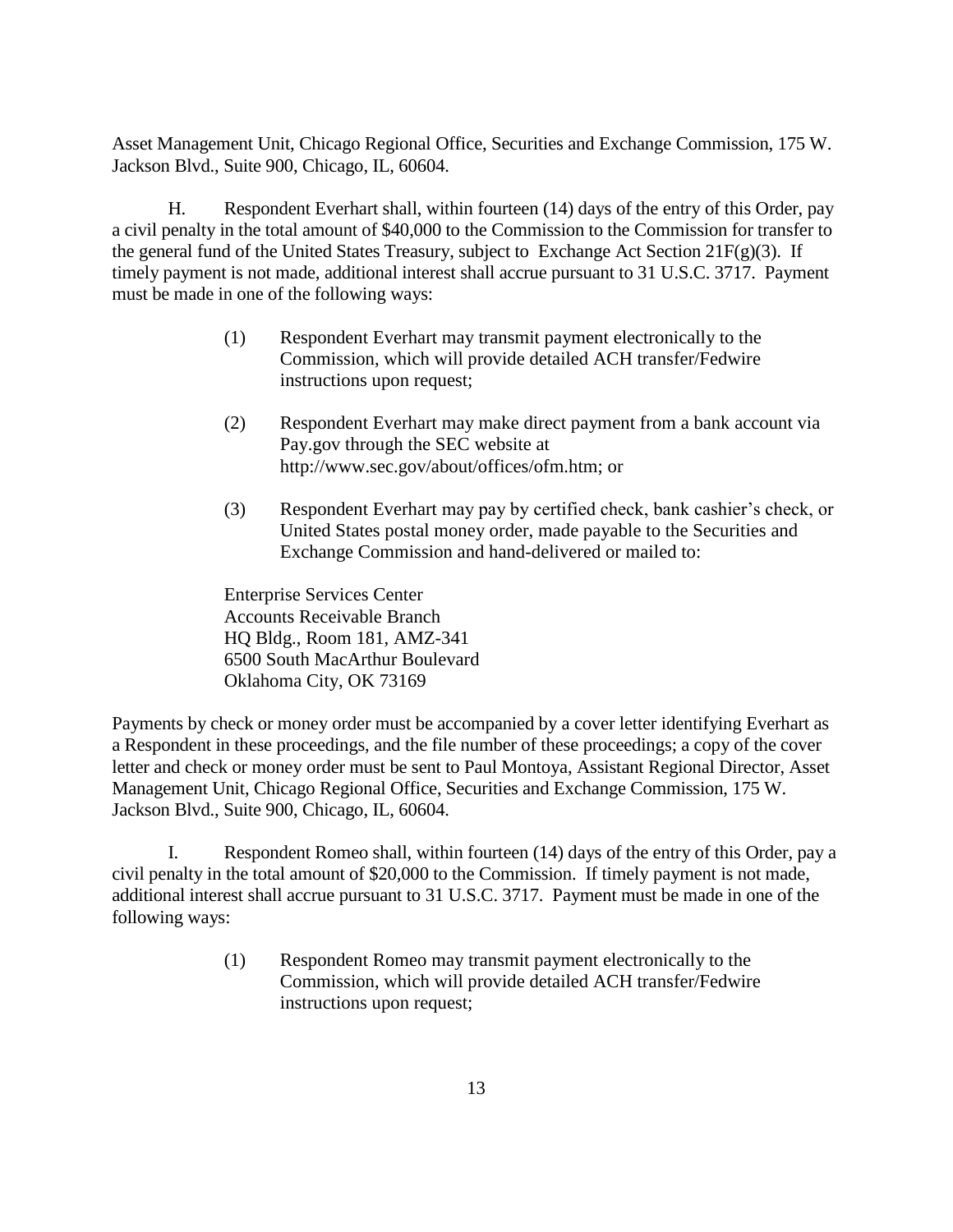Asset Management Unit, Chicago Regional Office, Securities and Exchange Commission, 175 W. Jackson Blvd., Suite 900, Chicago, IL, 60604.

H. Respondent Everhart shall, within fourteen (14) days of the entry of this Order, pay a civil penalty in the total amount of $40,000 to the Commission to the Commission for transfer to the general fund of the United States Treasury, subject to Exchange Act Section 21F(g)(3). If timely payment is not made, additional interest shall accrue pursuant to 31 U.S.C. 3717. Payment must be made in one of the following ways:

(1) Respondent Everhart may transmit payment electronically to the Commission, which will provide detailed ACH transfer/Fedwire instructions upon request;

(2) Respondent Everhart may make direct payment from a bank account via Pay.gov through the SEC website at http://www.sec.gov/about/offices/ofm.htm; or

(3) Respondent Everhart may pay by certified check, bank cashier's check, or United States postal money order, made payable to the Securities and Exchange Commission and hand-delivered or mailed to:

Enterprise Services Center
Accounts Receivable Branch
HQ Bldg., Room 181, AMZ-341
6500 South MacArthur Boulevard
Oklahoma City, OK 73169

Payments by check or money order must be accompanied by a cover letter identifying Everhart as a Respondent in these proceedings, and the file number of these proceedings; a copy of the cover letter and check or money order must be sent to Paul Montoya, Assistant Regional Director, Asset Management Unit, Chicago Regional Office, Securities and Exchange Commission, 175 W. Jackson Blvd., Suite 900, Chicago, IL, 60604.

I. Respondent Romeo shall, within fourteen (14) days of the entry of this Order, pay a civil penalty in the total amount of $20,000 to the Commission. If timely payment is not made, additional interest shall accrue pursuant to 31 U.S.C. 3717. Payment must be made in one of the following ways:

(1) Respondent Romeo may transmit payment electronically to the Commission, which will provide detailed ACH transfer/Fedwire instructions upon request;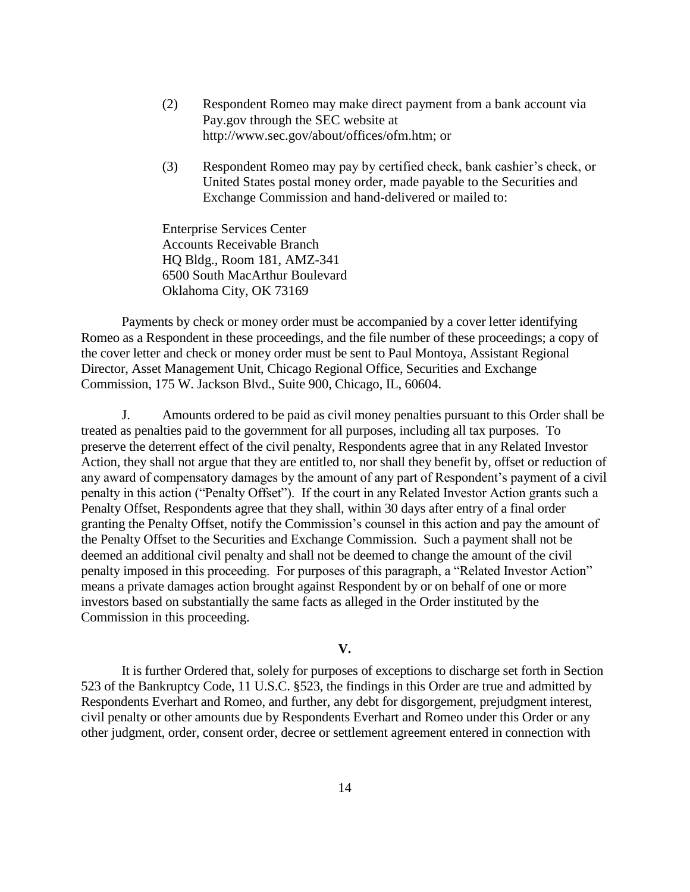(2) Respondent Romeo may make direct payment from a bank account via Pay.gov through the SEC website at http://www.sec.gov/about/offices/ofm.htm; or

(3) Respondent Romeo may pay by certified check, bank cashier's check, or United States postal money order, made payable to the Securities and Exchange Commission and hand-delivered or mailed to:

Enterprise Services Center
Accounts Receivable Branch
HQ Bldg., Room 181, AMZ-341
6500 South MacArthur Boulevard
Oklahoma City, OK 73169

Payments by check or money order must be accompanied by a cover letter identifying Romeo as a Respondent in these proceedings, and the file number of these proceedings; a copy of the cover letter and check or money order must be sent to Paul Montoya, Assistant Regional Director, Asset Management Unit, Chicago Regional Office, Securities and Exchange Commission, 175 W. Jackson Blvd., Suite 900, Chicago, IL, 60604.

J. Amounts ordered to be paid as civil money penalties pursuant to this Order shall be treated as penalties paid to the government for all purposes, including all tax purposes. To preserve the deterrent effect of the civil penalty, Respondents agree that in any Related Investor Action, they shall not argue that they are entitled to, nor shall they benefit by, offset or reduction of any award of compensatory damages by the amount of any part of Respondent's payment of a civil penalty in this action ("Penalty Offset"). If the court in any Related Investor Action grants such a Penalty Offset, Respondents agree that they shall, within 30 days after entry of a final order granting the Penalty Offset, notify the Commission's counsel in this action and pay the amount of the Penalty Offset to the Securities and Exchange Commission. Such a payment shall not be deemed an additional civil penalty and shall not be deemed to change the amount of the civil penalty imposed in this proceeding. For purposes of this paragraph, a "Related Investor Action" means a private damages action brought against Respondent by or on behalf of one or more investors based on substantially the same facts as alleged in the Order instituted by the Commission in this proceeding.

## V.

It is further Ordered that, solely for purposes of exceptions to discharge set forth in Section 523 of the Bankruptcy Code, 11 U.S.C. §523, the findings in this Order are true and admitted by Respondents Everhart and Romeo, and further, any debt for disgorgement, prejudgment interest, civil penalty or other amounts due by Respondents Everhart and Romeo under this Order or any other judgment, order, consent order, decree or settlement agreement entered in connection with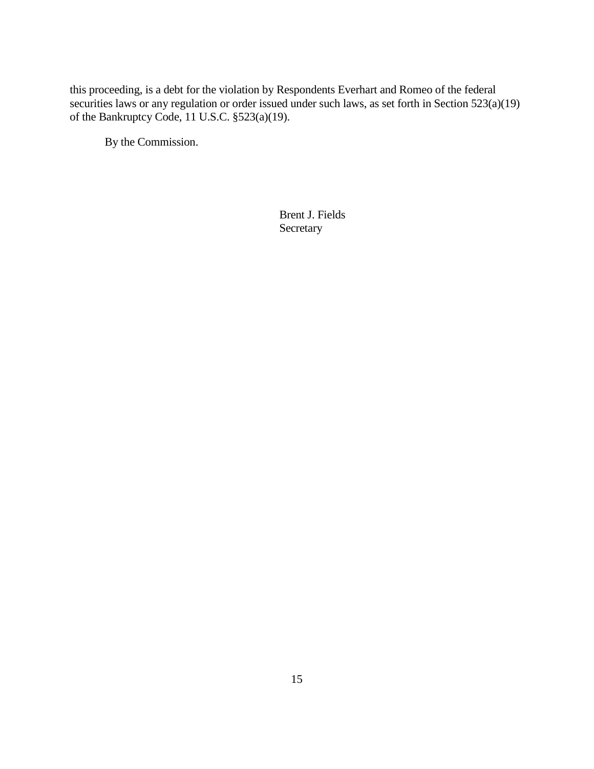this proceeding, is a debt for the violation by Respondents Everhart and Romeo of the federal securities laws or any regulation or order issued under such laws, as set forth in Section 523(a)(19) of the Bankruptcy Code, 11 U.S.C. §523(a)(19).

By the Commission.

Brent J. Fields
Secretary